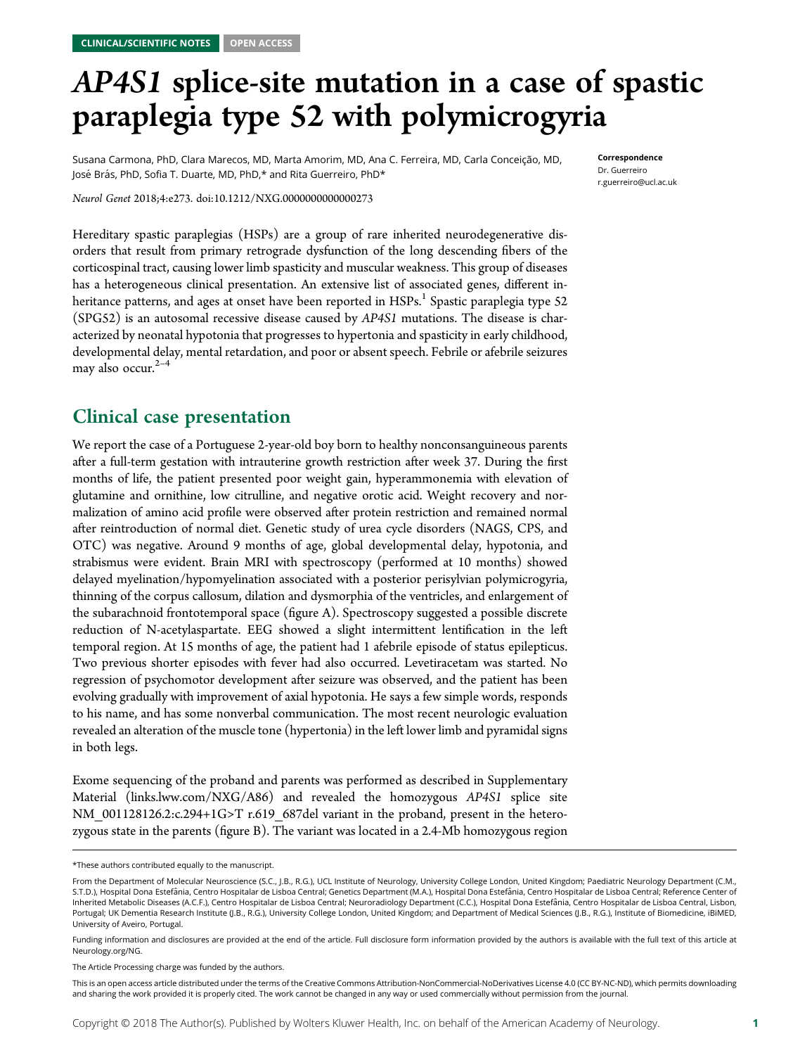CLINICAL/SCIENTIFIC NOTES OPEN ACCESS

# *AP4S1* splice-site mutation in a case of spastic paraplegia type 52 with polymicrogyria

Susana Carmona, PhD, Clara Marecos, MD, Marta Amorim, MD, Ana C. Ferreira, MD, Carla Conceição, MD, José Brás, PhD, Sofia T. Duarte, MD, PhD,* and Rita Guerreiro, PhD*

*Neurol Genet* 2018;4:e273. doi:10.1212/NXG.0000000000000273

**Correspondence**
Dr. Guerreiro
r.guerreiro@ucl.ac.uk

Hereditary spastic paraplegias (HSPs) are a group of rare inherited neurodegenerative disorders that result from primary retrograde dysfunction of the long descending fibers of the corticospinal tract, causing lower limb spasticity and muscular weakness. This group of diseases has a heterogeneous clinical presentation. An extensive list of associated genes, different inheritance patterns, and ages at onset have been reported in HSPs.[1] Spastic paraplegia type 52 (SPG52) is an autosomal recessive disease caused by *AP4S1* mutations. The disease is characterized by neonatal hypotonia that progresses to hypertonia and spasticity in early childhood, developmental delay, mental retardation, and poor or absent speech. Febrile or afebrile seizures may also occur.[2–4]

## Clinical case presentation

We report the case of a Portuguese 2-year-old boy born to healthy nonconsanguineous parents after a full-term gestation with intrauterine growth restriction after week 37. During the first months of life, the patient presented poor weight gain, hyperammonemia with elevation of glutamine and ornithine, low citrulline, and negative orotic acid. Weight recovery and normalization of amino acid profile were observed after protein restriction and remained normal after reintroduction of normal diet. Genetic study of urea cycle disorders (NAGS, CPS, and OTC) was negative. Around 9 months of age, global developmental delay, hypotonia, and strabismus were evident. Brain MRI with spectroscopy (performed at 10 months) showed delayed myelination/hypomyelination associated with a posterior perisylvian polymicrogyria, thinning of the corpus callosum, dilation and dysmorphia of the ventricles, and enlargement of the subarachnoid frontotemporal space (figure A). Spectroscopy suggested a possible discrete reduction of N-acetylaspartate. EEG showed a slight intermittent lentification in the left temporal region. At 15 months of age, the patient had 1 afebrile episode of status epilepticus. Two previous shorter episodes with fever had also occurred. Levetiracetam was started. No regression of psychomotor development after seizure was observed, and the patient has been evolving gradually with improvement of axial hypotonia. He says a few simple words, responds to his name, and has some nonverbal communication. The most recent neurologic evaluation revealed an alteration of the muscle tone (hypertonia) in the left lower limb and pyramidal signs in both legs.

Exome sequencing of the proband and parents was performed as described in Supplementary Material (links.lww.com/NXG/A86) and revealed the homozygous *AP4S1* splice site NM_001128126.2:c.294+1G>T r.619_687del variant in the proband, present in the heterozygous state in the parents (figure B). The variant was located in a 2.4-Mb homozygous region

*These authors contributed equally to the manuscript.

From the Department of Molecular Neuroscience (S.C., J.B., R.G.), UCL Institute of Neurology, University College London, United Kingdom; Paediatric Neurology Department (C.M., S.T.D.), Hospital Dona Estefânia, Centro Hospitalar de Lisboa Central; Genetics Department (M.A.), Hospital Dona Estefânia, Centro Hospitalar de Lisboa Central; Reference Center of Inherited Metabolic Diseases (A.C.F.), Centro Hospitalar de Lisboa Central; Neuroradiology Department (C.C.), Hospital Dona Estefânia, Centro Hospitalar de Lisboa Central, Lisbon, Portugal; UK Dementia Research Institute (J.B., R.G.), University College London, United Kingdom; and Department of Medical Sciences (J.B., R.G.), Institute of Biomedicine, iBiMED, University of Aveiro, Portugal.

Funding information and disclosures are provided at the end of the article. Full disclosure form information provided by the authors is available with the full text of this article at Neurology.org/NG.

The Article Processing charge was funded by the authors.

This is an open access article distributed under the terms of the Creative Commons Attribution-NonCommercial-NoDerivatives License 4.0 (CC BY-NC-ND), which permits downloading and sharing the work provided it is properly cited. The work cannot be changed in any way or used commercially without permission from the journal.

Copyright © 2018 The Author(s). Published by Wolters Kluwer Health, Inc. on behalf of the American Academy of Neurology.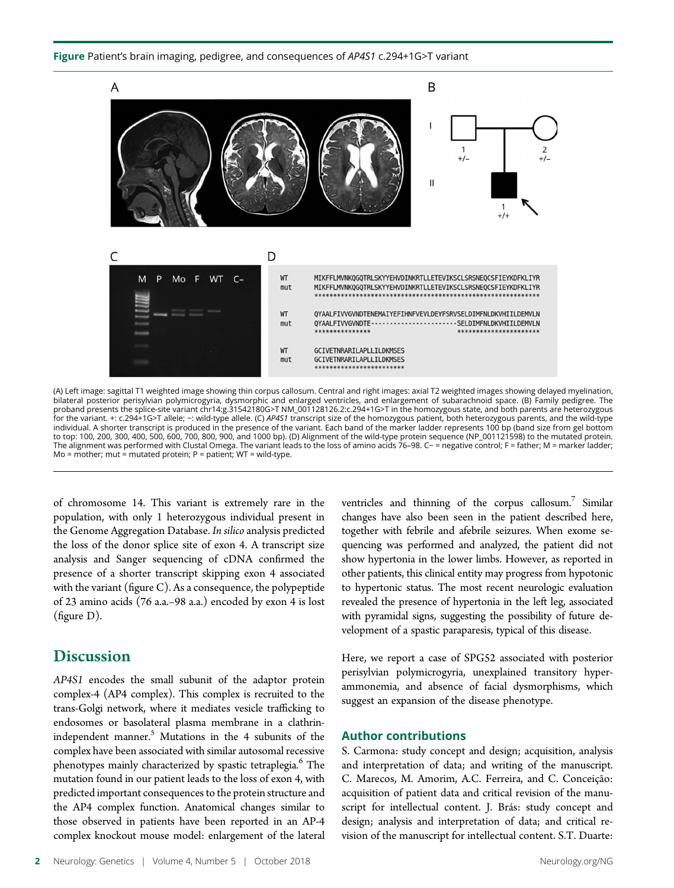**Figure** Patient's brain imaging, pedigree, and consequences of *AP4S1* c.294+1G>T variant

(A) Left image: sagittal T1 weighted image showing thin corpus callosum. Central and right images: axial T2 weighted images showing delayed myelination, bilateral posterior perisylvian polymicrogyria, dysmorphic and enlarged ventricles, and enlargement of subarachnoid space. (B) Family pedigree. The proband presents the splice-site variant chr14:g.31542180G>T NM_001128126.2:c.294+1G>T in the homozygous state, and both parents are heterozygous for the variant. +: c.294+1G>T allele; −: wild-type allele. (C) *AP4S1* transcript size of the homozygous patient, both heterozygous parents, and the wild-type individual. A shorter transcript is produced in the presence of the variant. Each band of the marker ladder represents 100 bp (band size from gel bottom to top: 100, 200, 300, 400, 500, 600, 700, 800, 900, and 1000 bp). (D) Alignment of the wild-type protein sequence (NP_001121598) to the mutated protein. The alignment was performed with Clustal Omega. The variant leads to the loss of amino acids 76–98. C− = negative control; F = father; M = marker ladder; Mo = mother; mut = mutated protein; P = patient; WT = wild-type.

of chromosome 14. This variant is extremely rare in the population, with only 1 heterozygous individual present in the Genome Aggregation Database. *In silico* analysis predicted the loss of the donor splice site of exon 4. A transcript size analysis and Sanger sequencing of cDNA confirmed the presence of a shorter transcript skipping exon 4 associated with the variant (figure C). As a consequence, the polypeptide of 23 amino acids (76 a.a.–98 a.a.) encoded by exon 4 is lost (figure D).

## Discussion

*AP4S1* encodes the small subunit of the adaptor protein complex-4 (AP4 complex). This complex is recruited to the trans-Golgi network, where it mediates vesicle trafficking to endosomes or basolateral plasma membrane in a clathrin-independent manner.[5] Mutations in the 4 subunits of the complex have been associated with similar autosomal recessive phenotypes mainly characterized by spastic tetraplegia.[6] The mutation found in our patient leads to the loss of exon 4, with predicted important consequences to the protein structure and the AP4 complex function. Anatomical changes similar to those observed in patients have been reported in an AP-4 complex knockout mouse model: enlargement of the lateral ventricles and thinning of the corpus callosum.[7] Similar changes have also been seen in the patient described here, together with febrile and afebrile seizures. When exome sequencing was performed and analyzed, the patient did not show hypertonia in the lower limbs. However, as reported in other patients, this clinical entity may progress from hypotonic to hypertonic status. The most recent neurologic evaluation revealed the presence of hypertonia in the left leg, associated with pyramidal signs, suggesting the possibility of future development of a spastic paraparesis, typical of this disease.

Here, we report a case of SPG52 associated with posterior perisylvian polymicrogyria, unexplained transitory hyperammonemia, and absence of facial dysmorphisms, which suggest an expansion of the disease phenotype.

## Author contributions

S. Carmona: study concept and design; acquisition, analysis and interpretation of data; and writing of the manuscript. C. Marecos, M. Amorim, A.C. Ferreira, and C. Conceição: acquisition of patient data and critical revision of the manuscript for intellectual content. J. Brás: study concept and design; analysis and interpretation of data; and critical revision of the manuscript for intellectual content. S.T. Duarte: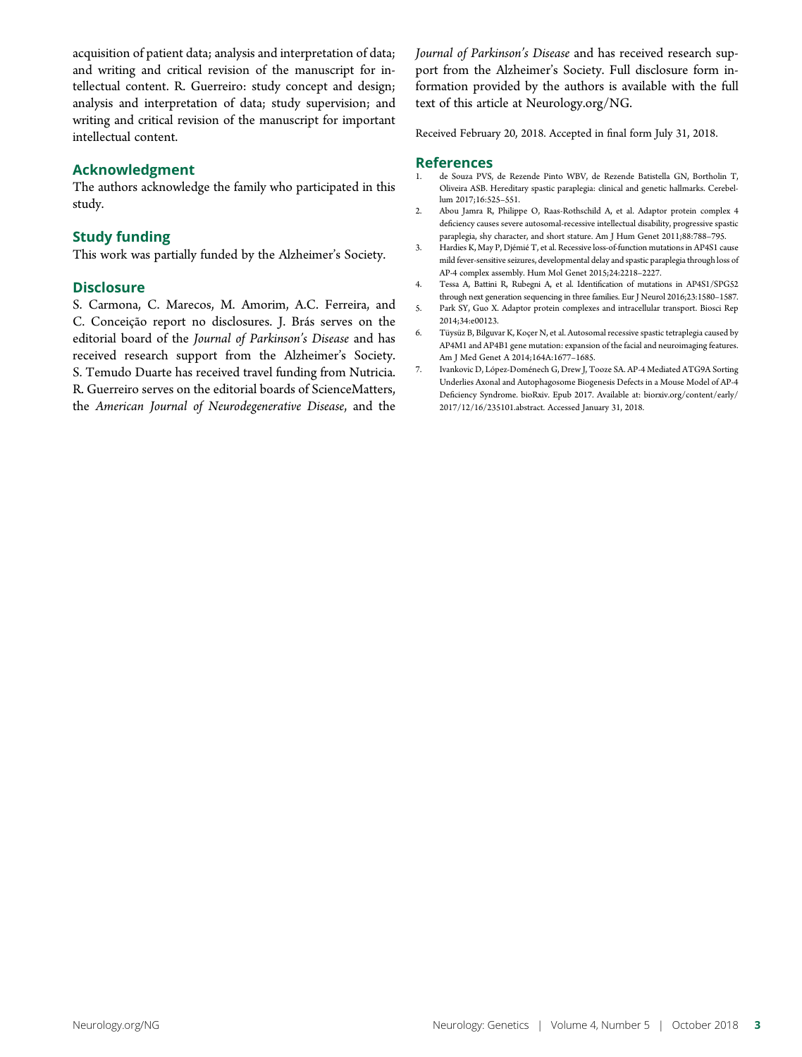acquisition of patient data; analysis and interpretation of data; and writing and critical revision of the manuscript for intellectual content. R. Guerreiro: study concept and design; analysis and interpretation of data; study supervision; and writing and critical revision of the manuscript for important intellectual content.

## Acknowledgment

The authors acknowledge the family who participated in this study.

## Study funding

This work was partially funded by the Alzheimer's Society.

## Disclosure

S. Carmona, C. Marecos, M. Amorim, A.C. Ferreira, and C. Conceição report no disclosures. J. Brás serves on the editorial board of the *Journal of Parkinson's Disease* and has received research support from the Alzheimer's Society. S. Temudo Duarte has received travel funding from Nutricia. R. Guerreiro serves on the editorial boards of ScienceMatters, the *American Journal of Neurodegenerative Disease*, and the *Journal of Parkinson's Disease* and has received research support from the Alzheimer's Society. Full disclosure form information provided by the authors is available with the full text of this article at Neurology.org/NG.

Received February 20, 2018. Accepted in final form July 31, 2018.

## References

1. de Souza PVS, de Rezende Pinto WBV, de Rezende Batistella GN, Bortholin T, Oliveira ASB. Hereditary spastic paraplegia: clinical and genetic hallmarks. Cerebellum 2017;16:525–551.
2. Abou Jamra R, Philippe O, Raas-Rothschild A, et al. Adaptor protein complex 4 deficiency causes severe autosomal-recessive intellectual disability, progressive spastic paraplegia, shy character, and short stature. Am J Hum Genet 2011;88:788–795.
3. Hardies K, May P, Djémié T, et al. Recessive loss-of-function mutations in AP4S1 cause mild fever-sensitive seizures, developmental delay and spastic paraplegia through loss of AP-4 complex assembly. Hum Mol Genet 2015;24:2218–2227.
4. Tessa A, Battini R, Rubegni A, et al. Identification of mutations in AP4S1/SPG52 through next generation sequencing in three families. Eur J Neurol 2016;23:1580–1587.
5. Park SY, Guo X. Adaptor protein complexes and intracellular transport. Biosci Rep 2014;34:e00123.
6. Tüysüz B, Bilguvar K, Koçer N, et al. Autosomal recessive spastic tetraplegia caused by AP4M1 and AP4B1 gene mutation: expansion of the facial and neuroimaging features. Am J Med Genet A 2014;164A:1677–1685.
7. Ivankovic D, López-Doménech G, Drew J, Tooze SA. AP-4 Mediated ATG9A Sorting Underlies Axonal and Autophagosome Biogenesis Defects in a Mouse Model of AP-4 Deficiency Syndrome. bioRxiv. Epub 2017. Available at: biorxiv.org/content/early/2017/12/16/235101.abstract. Accessed January 31, 2018.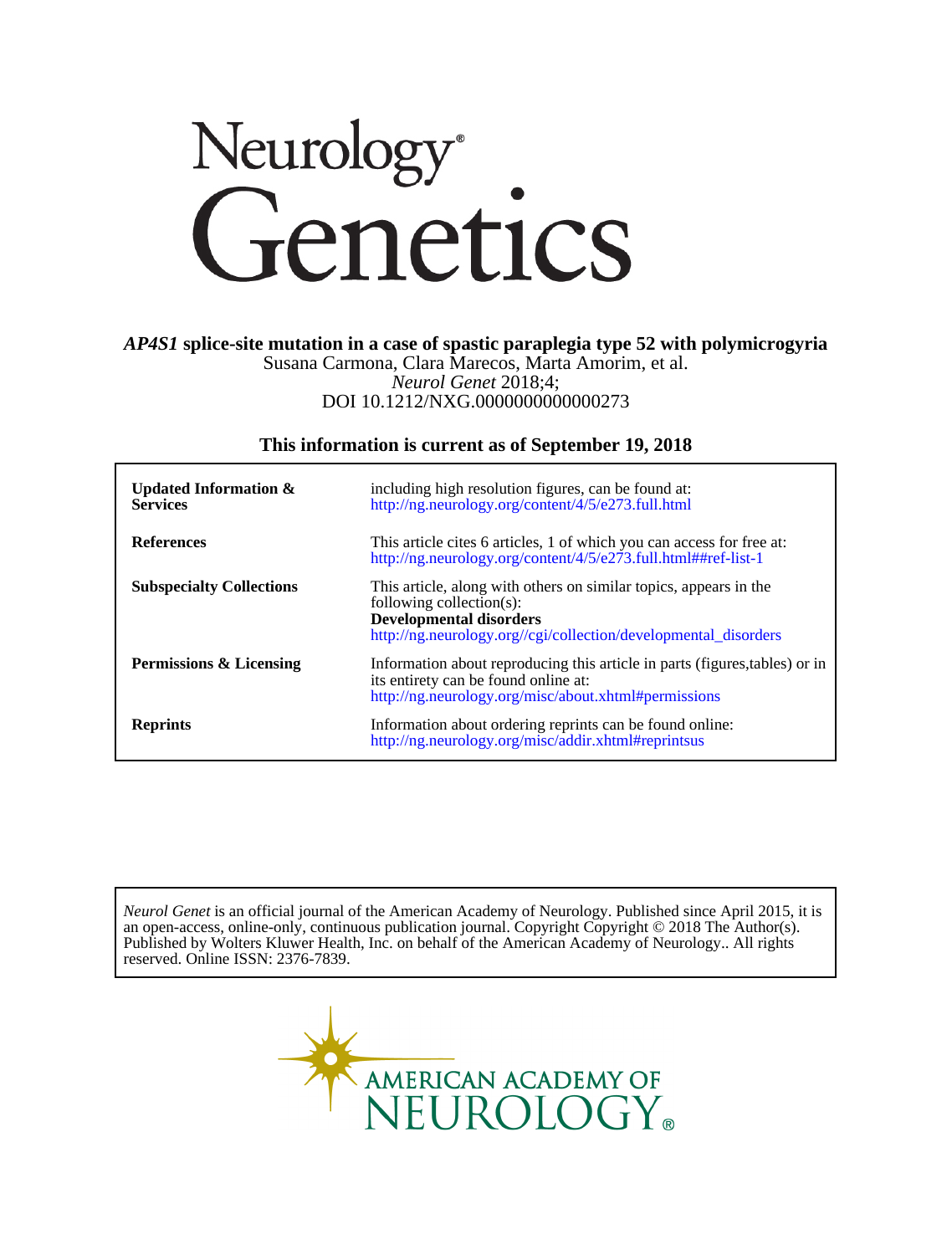# Neurology® Genetics

***AP4S1* splice-site mutation in a case of spastic paraplegia type 52 with polymicrogyria**

Susana Carmona, Clara Marecos, Marta Amorim, et al.

*Neurol Genet* 2018;4;

DOI 10.1212/NXG.0000000000000273

**This information is current as of September 19, 2018**

| | |
|---|---|
| **Updated Information & Services** | including high resolution figures, can be found at: http://ng.neurology.org/content/4/5/e273.full.html |
| **References** | This article cites 6 articles, 1 of which you can access for free at: http://ng.neurology.org/content/4/5/e273.full.html##ref-list-1 |
| **Subspecialty Collections** | This article, along with others on similar topics, appears in the following collection(s): **Developmental disorders** http://ng.neurology.org//cgi/collection/developmental_disorders |
| **Permissions & Licensing** | Information about reproducing this article in parts (figures,tables) or in its entirety can be found online at: http://ng.neurology.org/misc/about.xhtml#permissions |
| **Reprints** | Information about ordering reprints can be found online: http://ng.neurology.org/misc/addir.xhtml#reprintsus |

*Neurol Genet* is an official journal of the American Academy of Neurology. Published since April 2015, it is an open-access, online-only, continuous publication journal. Copyright Copyright © 2018 The Author(s). Published by Wolters Kluwer Health, Inc. on behalf of the American Academy of Neurology.. All rights reserved. Online ISSN: 2376-7839.

AMERICAN ACADEMY OF NEUROLOGY®